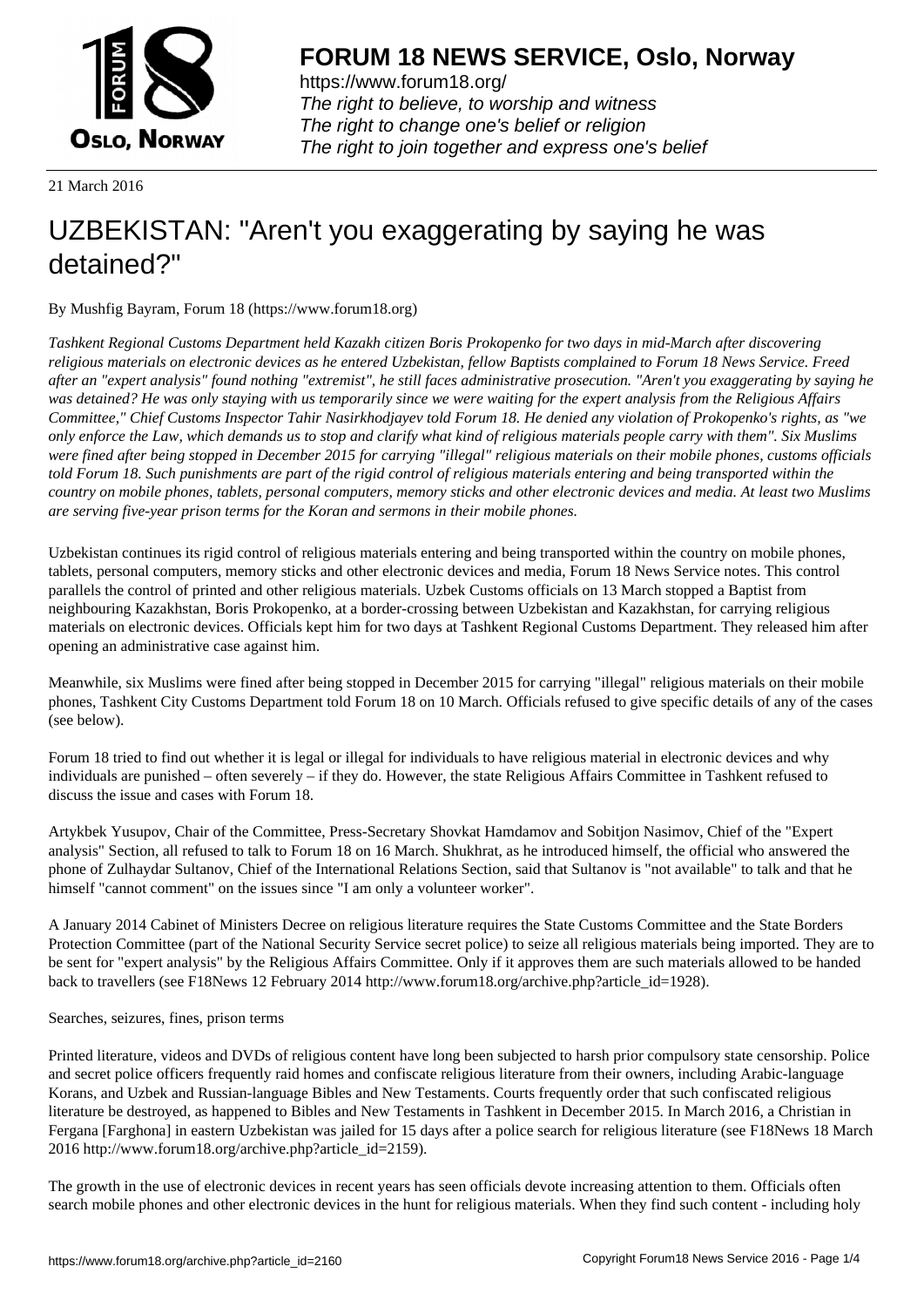# FORUM 18 NEWS SERVICE, Oslo, Norway

https://www.forum18.org/
*The right to believe, to worship and witness*
*The right to change one's belief or religion*
*The right to join together and express one's belief*

21 March 2016

# UZBEKISTAN: "Aren't you exaggerating by saying he was detained?"

By Mushfig Bayram, Forum 18 (https://www.forum18.org)

*Tashkent Regional Customs Department held Kazakh citizen Boris Prokopenko for two days in mid-March after discovering religious materials on electronic devices as he entered Uzbekistan, fellow Baptists complained to Forum 18 News Service. Freed after an "expert analysis" found nothing "extremist", he still faces administrative prosecution. "Aren't you exaggerating by saying he was detained? He was only staying with us temporarily since we were waiting for the expert analysis from the Religious Affairs Committee," Chief Customs Inspector Tahir Nasirkhodjayev told Forum 18. He denied any violation of Prokopenko's rights, as "we only enforce the Law, which demands us to stop and clarify what kind of religious materials people carry with them". Six Muslims were fined after being stopped in December 2015 for carrying "illegal" religious materials on their mobile phones, customs officials told Forum 18. Such punishments are part of the rigid control of religious materials entering and being transported within the country on mobile phones, tablets, personal computers, memory sticks and other electronic devices and media. At least two Muslims are serving five-year prison terms for the Koran and sermons in their mobile phones.*

Uzbekistan continues its rigid control of religious materials entering and being transported within the country on mobile phones, tablets, personal computers, memory sticks and other electronic devices and media, Forum 18 News Service notes. This control parallels the control of printed and other religious materials. Uzbek Customs officials on 13 March stopped a Baptist from neighbouring Kazakhstan, Boris Prokopenko, at a border-crossing between Uzbekistan and Kazakhstan, for carrying religious materials on electronic devices. Officials kept him for two days at Tashkent Regional Customs Department. They released him after opening an administrative case against him.

Meanwhile, six Muslims were fined after being stopped in December 2015 for carrying "illegal" religious materials on their mobile phones, Tashkent City Customs Department told Forum 18 on 10 March. Officials refused to give specific details of any of the cases (see below).

Forum 18 tried to find out whether it is legal or illegal for individuals to have religious material in electronic devices and why individuals are punished – often severely – if they do. However, the state Religious Affairs Committee in Tashkent refused to discuss the issue and cases with Forum 18.

Artykbek Yusupov, Chair of the Committee, Press-Secretary Shovkat Hamdamov and Sobitjon Nasimov, Chief of the "Expert analysis" Section, all refused to talk to Forum 18 on 16 March. Shukhrat, as he introduced himself, the official who answered the phone of Zulhaydar Sultanov, Chief of the International Relations Section, said that Sultanov is "not available" to talk and that he himself "cannot comment" on the issues since "I am only a volunteer worker".

A January 2014 Cabinet of Ministers Decree on religious literature requires the State Customs Committee and the State Borders Protection Committee (part of the National Security Service secret police) to seize all religious materials being imported. They are to be sent for "expert analysis" by the Religious Affairs Committee. Only if it approves them are such materials allowed to be handed back to travellers (see F18News 12 February 2014 http://www.forum18.org/archive.php?article_id=1928).

Searches, seizures, fines, prison terms

Printed literature, videos and DVDs of religious content have long been subjected to harsh prior compulsory state censorship. Police and secret police officers frequently raid homes and confiscate religious literature from their owners, including Arabic-language Korans, and Uzbek and Russian-language Bibles and New Testaments. Courts frequently order that such confiscated religious literature be destroyed, as happened to Bibles and New Testaments in Tashkent in December 2015. In March 2016, a Christian in Fergana [Farghona] in eastern Uzbekistan was jailed for 15 days after a police search for religious literature (see F18News 18 March 2016 http://www.forum18.org/archive.php?article_id=2159).

The growth in the use of electronic devices in recent years has seen officials devote increasing attention to them. Officials often search mobile phones and other electronic devices in the hunt for religious materials. When they find such content - including holy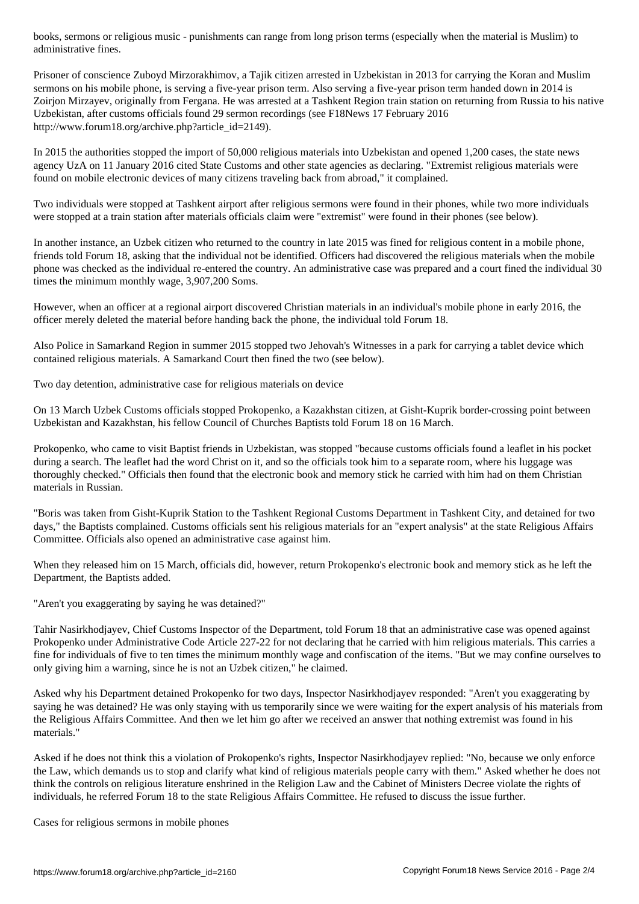books, sermons or religious music - punishments can range from long prison terms (especially when the material is Muslim) to administrative fines.

Prisoner of conscience Zuboyd Mirzorakhimov, a Tajik citizen arrested in Uzbekistan in 2013 for carrying the Koran and Muslim sermons on his mobile phone, is serving a five-year prison term. Also serving a five-year prison term handed down in 2014 is Zoirjon Mirzayev, originally from Fergana. He was arrested at a Tashkent Region train station on returning from Russia to his native Uzbekistan, after customs officials found 29 sermon recordings (see F18News 17 February 2016 http://www.forum18.org/archive.php?article_id=2149).

In 2015 the authorities stopped the import of 50,000 religious materials into Uzbekistan and opened 1,200 cases, the state news agency UzA on 11 January 2016 cited State Customs and other state agencies as declaring. "Extremist religious materials were found on mobile electronic devices of many citizens traveling back from abroad," it complained.

Two individuals were stopped at Tashkent airport after religious sermons were found in their phones, while two more individuals were stopped at a train station after materials officials claim were "extremist" were found in their phones (see below).

In another instance, an Uzbek citizen who returned to the country in late 2015 was fined for religious content in a mobile phone, friends told Forum 18, asking that the individual not be identified. Officers had discovered the religious materials when the mobile phone was checked as the individual re-entered the country. An administrative case was prepared and a court fined the individual 30 times the minimum monthly wage, 3,907,200 Soms.

However, when an officer at a regional airport discovered Christian materials in an individual's mobile phone in early 2016, the officer merely deleted the material before handing back the phone, the individual told Forum 18.

Also Police in Samarkand Region in summer 2015 stopped two Jehovah's Witnesses in a park for carrying a tablet device which contained religious materials. A Samarkand Court then fined the two (see below).

## Two day detention, administrative case for religious materials on device

On 13 March Uzbek Customs officials stopped Prokopenko, a Kazakhstan citizen, at Gisht-Kuprik border-crossing point between Uzbekistan and Kazakhstan, his fellow Council of Churches Baptists told Forum 18 on 16 March.

Prokopenko, who came to visit Baptist friends in Uzbekistan, was stopped "because customs officials found a leaflet in his pocket during a search. The leaflet had the word Christ on it, and so the officials took him to a separate room, where his luggage was thoroughly checked." Officials then found that the electronic book and memory stick he carried with him had on them Christian materials in Russian.

"Boris was taken from Gisht-Kuprik Station to the Tashkent Regional Customs Department in Tashkent City, and detained for two days," the Baptists complained. Customs officials sent his religious materials for an "expert analysis" at the state Religious Affairs Committee. Officials also opened an administrative case against him.

When they released him on 15 March, officials did, however, return Prokopenko's electronic book and memory stick as he left the Department, the Baptists added.

## "Aren't you exaggerating by saying he was detained?"

Tahir Nasirkhodjayev, Chief Customs Inspector of the Department, told Forum 18 that an administrative case was opened against Prokopenko under Administrative Code Article 227-22 for not declaring that he carried with him religious materials. This carries a fine for individuals of five to ten times the minimum monthly wage and confiscation of the items. "But we may confine ourselves to only giving him a warning, since he is not an Uzbek citizen," he claimed.

Asked why his Department detained Prokopenko for two days, Inspector Nasirkhodjayev responded: "Aren't you exaggerating by saying he was detained? He was only staying with us temporarily since we were waiting for the expert analysis of his materials from the Religious Affairs Committee. And then we let him go after we received an answer that nothing extremist was found in his materials."

Asked if he does not think this a violation of Prokopenko's rights, Inspector Nasirkhodjayev replied: "No, because we only enforce the Law, which demands us to stop and clarify what kind of religious materials people carry with them." Asked whether he does not think the controls on religious literature enshrined in the Religion Law and the Cabinet of Ministers Decree violate the rights of individuals, he referred Forum 18 to the state Religious Affairs Committee. He refused to discuss the issue further.

## Cases for religious sermons in mobile phones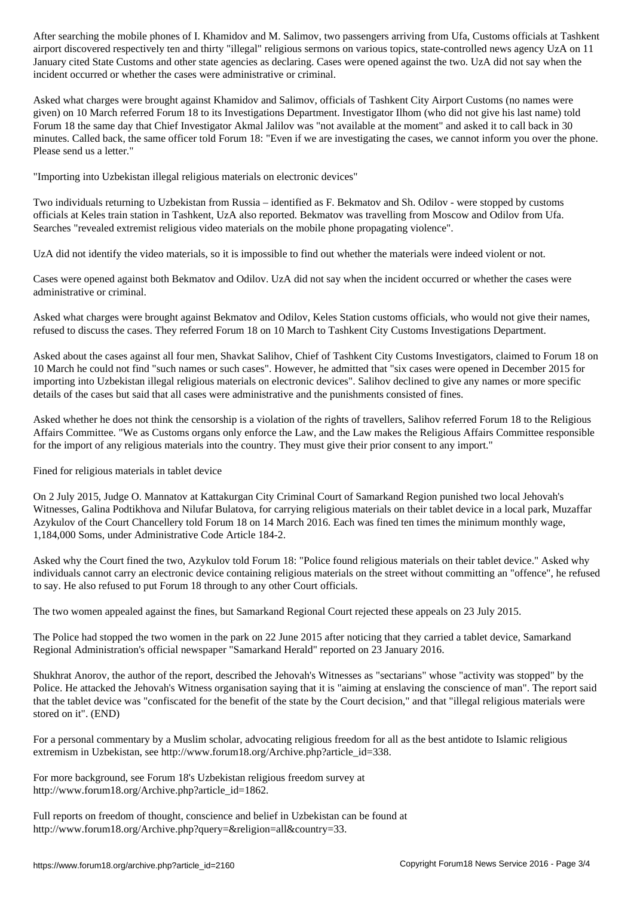After searching the mobile phones of I. Khamidov and M. Salimov, two passengers arriving from Ufa, Customs officials at Tashkent airport discovered respectively ten and thirty "illegal" religious sermons on various topics, state-controlled news agency UzA on 11 January cited State Customs and other state agencies as declaring. Cases were opened against the two. UzA did not say when the incident occurred or whether the cases were administrative or criminal.

Asked what charges were brought against Khamidov and Salimov, officials of Tashkent City Airport Customs (no names were given) on 10 March referred Forum 18 to its Investigations Department. Investigator Ilhom (who did not give his last name) told Forum 18 the same day that Chief Investigator Akmal Jalilov was "not available at the moment" and asked it to call back in 30 minutes. Called back, the same officer told Forum 18: "Even if we are investigating the cases, we cannot inform you over the phone. Please send us a letter."

## "Importing into Uzbekistan illegal religious materials on electronic devices"

Two individuals returning to Uzbekistan from Russia – identified as F. Bekmatov and Sh. Odilov - were stopped by customs officials at Keles train station in Tashkent, UzA also reported. Bekmatov was travelling from Moscow and Odilov from Ufa. Searches "revealed extremist religious video materials on the mobile phone propagating violence".

UzA did not identify the video materials, so it is impossible to find out whether the materials were indeed violent or not.

Cases were opened against both Bekmatov and Odilov. UzA did not say when the incident occurred or whether the cases were administrative or criminal.

Asked what charges were brought against Bekmatov and Odilov, Keles Station customs officials, who would not give their names, refused to discuss the cases. They referred Forum 18 on 10 March to Tashkent City Customs Investigations Department.

Asked about the cases against all four men, Shavkat Salihov, Chief of Tashkent City Customs Investigators, claimed to Forum 18 on 10 March he could not find "such names or such cases". However, he admitted that "six cases were opened in December 2015 for importing into Uzbekistan illegal religious materials on electronic devices". Salihov declined to give any names or more specific details of the cases but said that all cases were administrative and the punishments consisted of fines.

Asked whether he does not think the censorship is a violation of the rights of travellers, Salihov referred Forum 18 to the Religious Affairs Committee. "We as Customs organs only enforce the Law, and the Law makes the Religious Affairs Committee responsible for the import of any religious materials into the country. They must give their prior consent to any import."

## Fined for religious materials in tablet device

On 2 July 2015, Judge O. Mannatov at Kattakurgan City Criminal Court of Samarkand Region punished two local Jehovah's Witnesses, Galina Podtikhova and Nilufar Bulatova, for carrying religious materials on their tablet device in a local park, Muzaffar Azykulov of the Court Chancellery told Forum 18 on 14 March 2016. Each was fined ten times the minimum monthly wage, 1,184,000 Soms, under Administrative Code Article 184-2.

Asked why the Court fined the two, Azykulov told Forum 18: "Police found religious materials on their tablet device." Asked why individuals cannot carry an electronic device containing religious materials on the street without committing an "offence", he refused to say. He also refused to put Forum 18 through to any other Court officials.

The two women appealed against the fines, but Samarkand Regional Court rejected these appeals on 23 July 2015.

The Police had stopped the two women in the park on 22 June 2015 after noticing that they carried a tablet device, Samarkand Regional Administration's official newspaper "Samarkand Herald" reported on 23 January 2016.

Shukhrat Anorov, the author of the report, described the Jehovah's Witnesses as "sectarians" whose "activity was stopped" by the Police. He attacked the Jehovah's Witness organisation saying that it is "aiming at enslaving the conscience of man". The report said that the tablet device was "confiscated for the benefit of the state by the Court decision," and that "illegal religious materials were stored on it". (END)

For a personal commentary by a Muslim scholar, advocating religious freedom for all as the best antidote to Islamic religious extremism in Uzbekistan, see http://www.forum18.org/Archive.php?article_id=338.

For more background, see Forum 18's Uzbekistan religious freedom survey at http://www.forum18.org/Archive.php?article_id=1862.

Full reports on freedom of thought, conscience and belief in Uzbekistan can be found at http://www.forum18.org/Archive.php?query=&religion=all&country=33.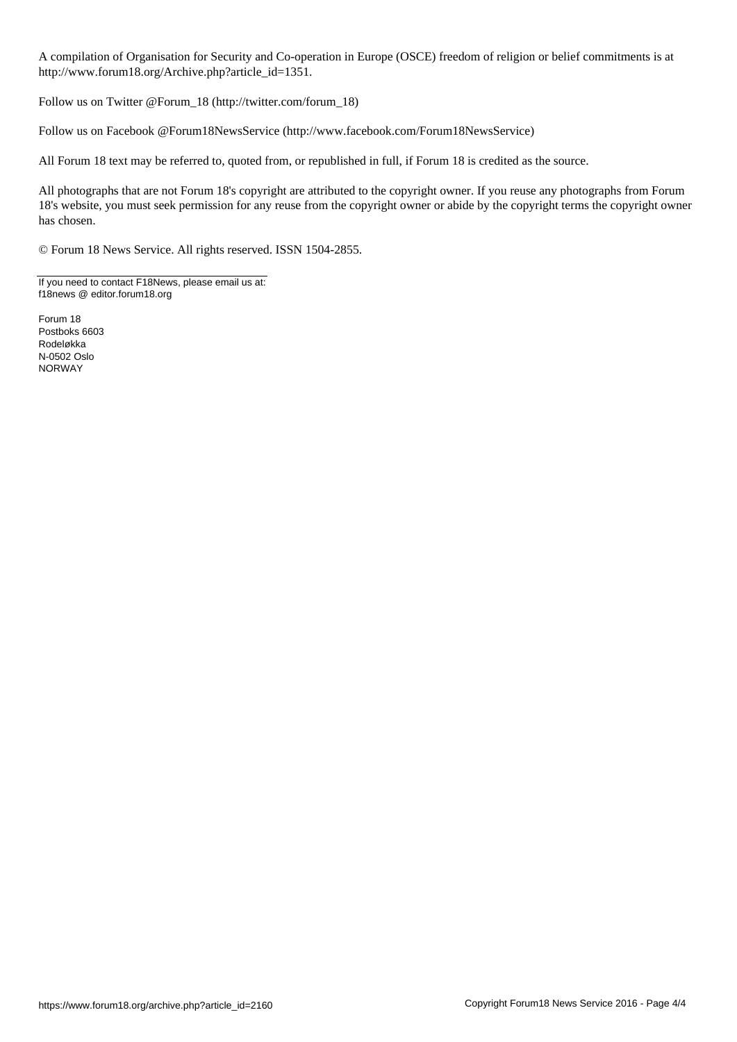A compilation of Organisation for Security and Co-operation in Europe (OSCE) freedom of religion or belief commitments is at http://www.forum18.org/Archive.php?article_id=1351.

Follow us on Twitter @Forum_18 (http://twitter.com/forum_18)

Follow us on Facebook @Forum18NewsService (http://www.facebook.com/Forum18NewsService)

All Forum 18 text may be referred to, quoted from, or republished in full, if Forum 18 is credited as the source.

All photographs that are not Forum 18's copyright are attributed to the copyright owner. If you reuse any photographs from Forum 18's website, you must seek permission for any reuse from the copyright owner or abide by the copyright terms the copyright owner has chosen.

© Forum 18 News Service. All rights reserved. ISSN 1504-2855.

---

If you need to contact F18News, please email us at:
f18news @ editor.forum18.org

Forum 18
Postboks 6603
Rodeløkka
N-0502 Oslo
NORWAY